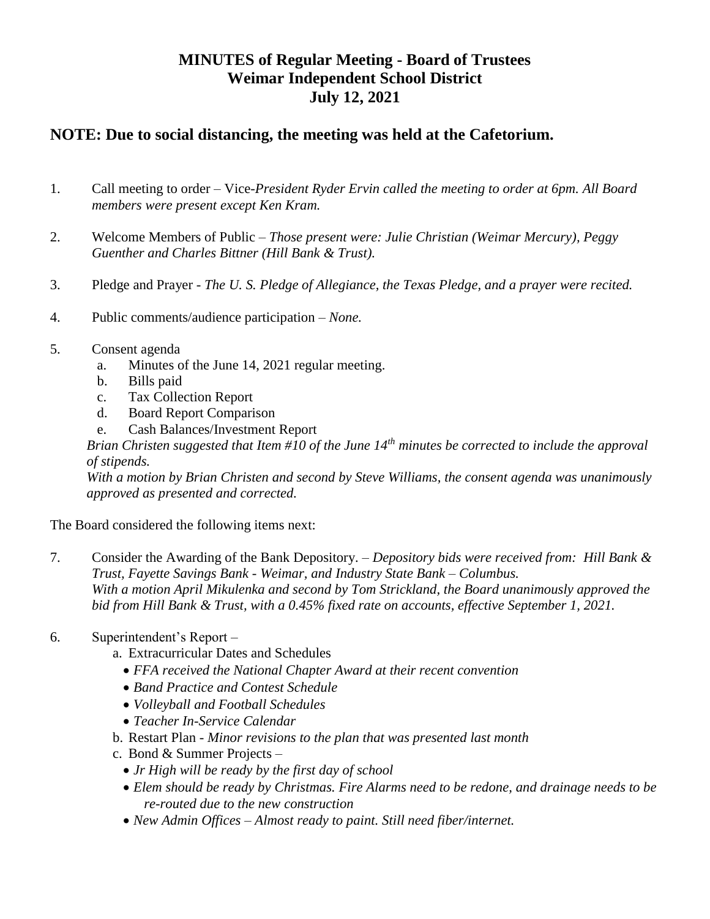# MINUTES of Regular Meeting - Board of Trustees
# Weimar Independent School District
# July 12, 2021

## NOTE: Due to social distancing, the meeting was held at the Cafetorium.

1. Call meeting to order – Vice-*President Ryder Ervin called the meeting to order at 6pm. All Board members were present except Ken Kram.*

2. Welcome Members of Public – *Those present were: Julie Christian (Weimar Mercury), Peggy Guenther and Charles Bittner (Hill Bank & Trust).*

3. Pledge and Prayer - *The U. S. Pledge of Allegiance, the Texas Pledge, and a prayer were recited.*

4. Public comments/audience participation – *None.*

5. Consent agenda
   a. Minutes of the June 14, 2021 regular meeting.
   b. Bills paid
   c. Tax Collection Report
   d. Board Report Comparison
   e. Cash Balances/Investment Report

   *Brian Christen suggested that Item #10 of the June 14th minutes be corrected to include the approval of stipends.*
   *With a motion by Brian Christen and second by Steve Williams, the consent agenda was unanimously approved as presented and corrected.*

The Board considered the following items next:

7. Consider the Awarding of the Bank Depository. – *Depository bids were received from: Hill Bank & Trust, Fayette Savings Bank - Weimar, and Industry State Bank – Columbus.*
   *With a motion April Mikulenka and second by Tom Strickland, the Board unanimously approved the bid from Hill Bank & Trust, with a 0.45% fixed rate on accounts, effective September 1, 2021.*

6. Superintendent's Report –
   a. Extracurricular Dates and Schedules
      - *FFA received the National Chapter Award at their recent convention*
      - *Band Practice and Contest Schedule*
      - *Volleyball and Football Schedules*
      - *Teacher In-Service Calendar*
   b. Restart Plan - *Minor revisions to the plan that was presented last month*
   c. Bond & Summer Projects –
      - *Jr High will be ready by the first day of school*
      - *Elem should be ready by Christmas. Fire Alarms need to be redone, and drainage needs to be re-routed due to the new construction*
      - *New Admin Offices – Almost ready to paint. Still need fiber/internet.*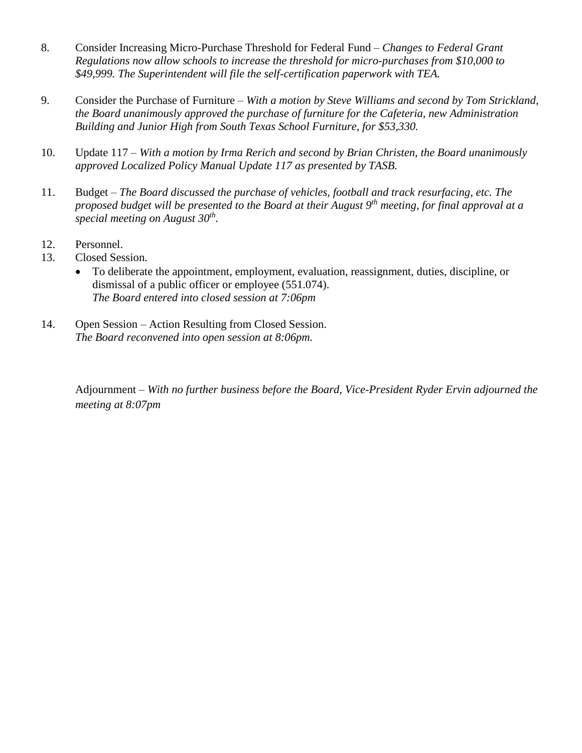8. Consider Increasing Micro-Purchase Threshold for Federal Fund – *Changes to Federal Grant Regulations now allow schools to increase the threshold for micro-purchases from $10,000 to $49,999. The Superintendent will file the self-certification paperwork with TEA.*

9. Consider the Purchase of Furniture – *With a motion by Steve Williams and second by Tom Strickland, the Board unanimously approved the purchase of furniture for the Cafeteria, new Administration Building and Junior High from South Texas School Furniture, for $53,330.*

10. Update 117 – *With a motion by Irma Rerich and second by Brian Christen, the Board unanimously approved Localized Policy Manual Update 117 as presented by TASB.*

11. Budget – *The Board discussed the purchase of vehicles, football and track resurfacing, etc. The proposed budget will be presented to the Board at their August 9th meeting, for final approval at a special meeting on August 30th.*

12. Personnel.

13. Closed Session.
    - To deliberate the appointment, employment, evaluation, reassignment, duties, discipline, or dismissal of a public officer or employee (551.074).
      *The Board entered into closed session at 7:06pm*

14. Open Session – Action Resulting from Closed Session.
    *The Board reconvened into open session at 8:06pm.*

Adjournment – *With no further business before the Board, Vice-President Ryder Ervin adjourned the meeting at 8:07pm*